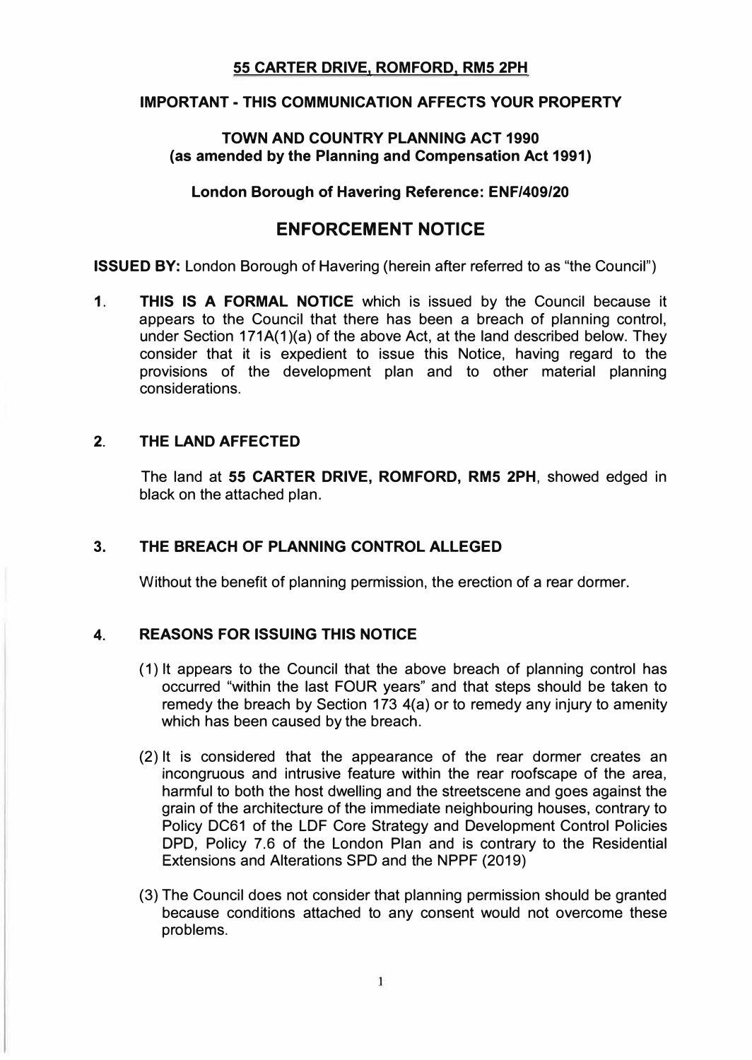**<u>55 CARTER DRIVE, ROMFORD, RM5 2PH</u>**

**IMPORTANT - THIS COMMUNICATION AFFECTS YOUR PROPERTY**

**TOWN AND COUNTRY PLANNING ACT 1990**
**(as amended by the Planning and Compensation Act 1991)**

**London Borough of Havering Reference: ENF/409/20**

# ENFORCEMENT NOTICE

**ISSUED BY:** London Borough of Havering (herein after referred to as "the Council")

**1. THIS IS A FORMAL NOTICE** which is issued by the Council because it appears to the Council that there has been a breach of planning control, under Section 171A(1)(a) of the above Act, at the land described below. They consider that it is expedient to issue this Notice, having regard to the provisions of the development plan and to other material planning considerations.

## 2. THE LAND AFFECTED

The land at **55 CARTER DRIVE, ROMFORD, RM5 2PH**, showed edged in black on the attached plan.

## 3. THE BREACH OF PLANNING CONTROL ALLEGED

Without the benefit of planning permission, the erection of a rear dormer.

## 4. REASONS FOR ISSUING THIS NOTICE

(1) It appears to the Council that the above breach of planning control has occurred "within the last FOUR years" and that steps should be taken to remedy the breach by Section 173 4(a) or to remedy any injury to amenity which has been caused by the breach.

(2) It is considered that the appearance of the rear dormer creates an incongruous and intrusive feature within the rear roofscape of the area, harmful to both the host dwelling and the streetscene and goes against the grain of the architecture of the immediate neighbouring houses, contrary to Policy DC61 of the LDF Core Strategy and Development Control Policies DPD, Policy 7.6 of the London Plan and is contrary to the Residential Extensions and Alterations SPD and the NPPF (2019)

(3) The Council does not consider that planning permission should be granted because conditions attached to any consent would not overcome these problems.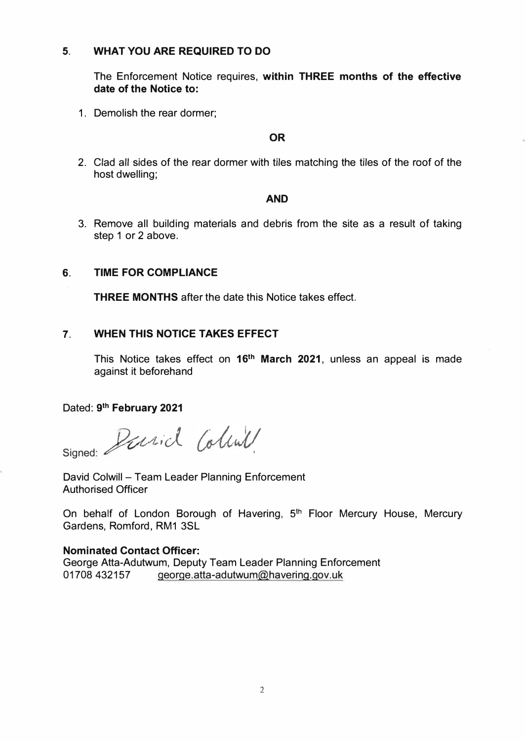## 5. WHAT YOU ARE REQUIRED TO DO

The Enforcement Notice requires, **within THREE months of the effective date of the Notice to:**

1. Demolish the rear dormer;

**OR**

2. Clad all sides of the rear dormer with tiles matching the tiles of the roof of the host dwelling;

**AND**

3. Remove all building materials and debris from the site as a result of taking step 1 or 2 above.

## 6. TIME FOR COMPLIANCE

**THREE MONTHS** after the date this Notice takes effect.

## 7. WHEN THIS NOTICE TAKES EFFECT

This Notice takes effect on **16th March 2021**, unless an appeal is made against it beforehand

Dated: **9th February 2021**

Signed: David Colwill

David Colwill – Team Leader Planning Enforcement
Authorised Officer

On behalf of London Borough of Havering, 5th Floor Mercury House, Mercury Gardens, Romford, RM1 3SL

**Nominated Contact Officer:**
George Atta-Adutwum, Deputy Team Leader Planning Enforcement
01708 432157 george.atta-adutwum@havering.gov.uk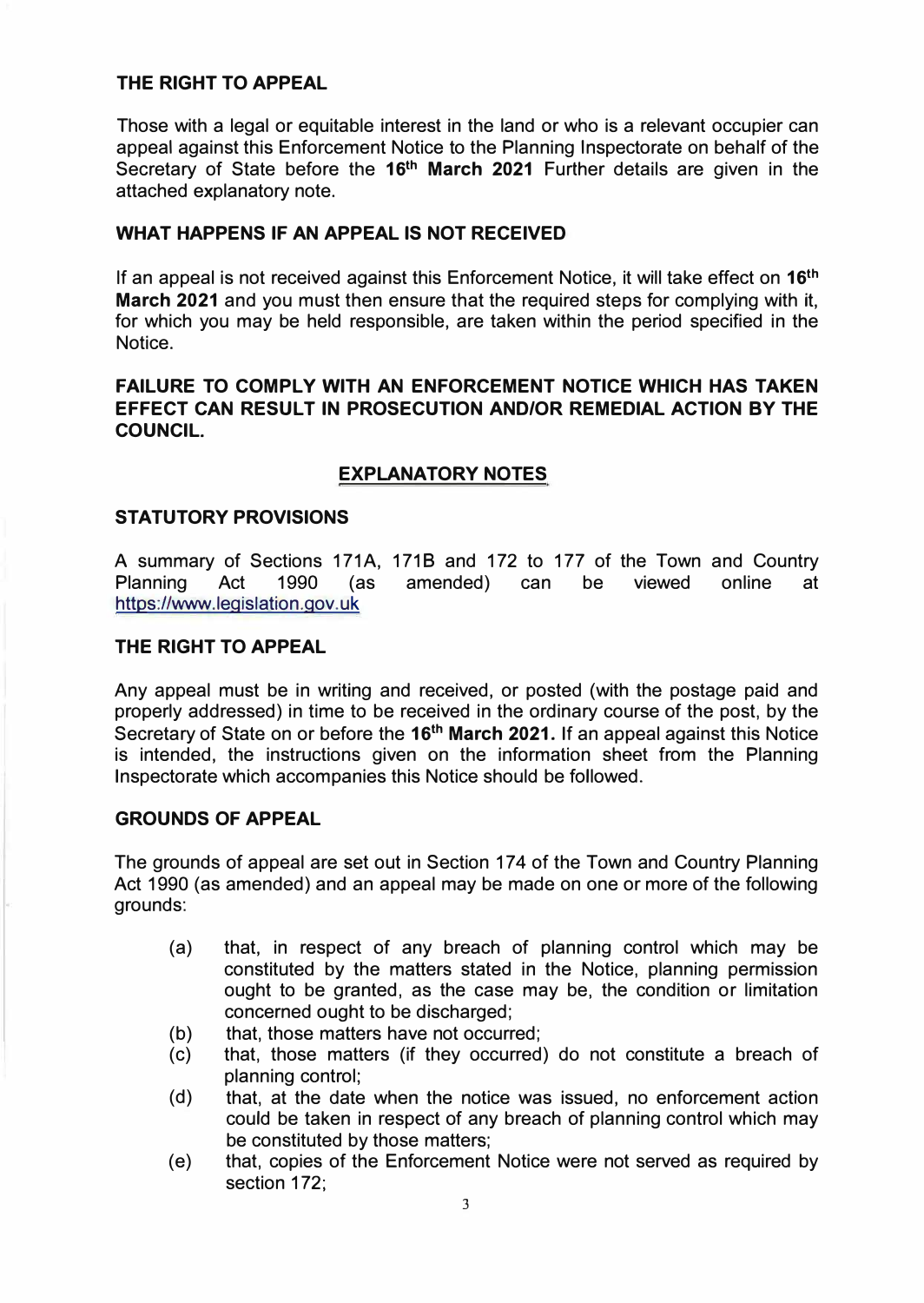## THE RIGHT TO APPEAL

Those with a legal or equitable interest in the land or who is a relevant occupier can appeal against this Enforcement Notice to the Planning Inspectorate on behalf of the Secretary of State before the **16th March 2021** Further details are given in the attached explanatory note.

## WHAT HAPPENS IF AN APPEAL IS NOT RECEIVED

If an appeal is not received against this Enforcement Notice, it will take effect on **16th March 2021** and you must then ensure that the required steps for complying with it, for which you may be held responsible, are taken within the period specified in the Notice.

**FAILURE TO COMPLY WITH AN ENFORCEMENT NOTICE WHICH HAS TAKEN EFFECT CAN RESULT IN PROSECUTION AND/OR REMEDIAL ACTION BY THE COUNCIL.**

## EXPLANATORY NOTES

## STATUTORY PROVISIONS

A summary of Sections 171A, 171B and 172 to 177 of the Town and Country Planning Act 1990 (as amended) can be viewed online at https://www.legislation.gov.uk

## THE RIGHT TO APPEAL

Any appeal must be in writing and received, or posted (with the postage paid and properly addressed) in time to be received in the ordinary course of the post, by the Secretary of State on or before the **16th March 2021.** If an appeal against this Notice is intended, the instructions given on the information sheet from the Planning Inspectorate which accompanies this Notice should be followed.

## GROUNDS OF APPEAL

The grounds of appeal are set out in Section 174 of the Town and Country Planning Act 1990 (as amended) and an appeal may be made on one or more of the following grounds:

- (a) that, in respect of any breach of planning control which may be constituted by the matters stated in the Notice, planning permission ought to be granted, as the case may be, the condition or limitation concerned ought to be discharged;
- (b) that, those matters have not occurred;
- (c) that, those matters (if they occurred) do not constitute a breach of planning control;
- (d) that, at the date when the notice was issued, no enforcement action could be taken in respect of any breach of planning control which may be constituted by those matters;
- (e) that, copies of the Enforcement Notice were not served as required by section 172;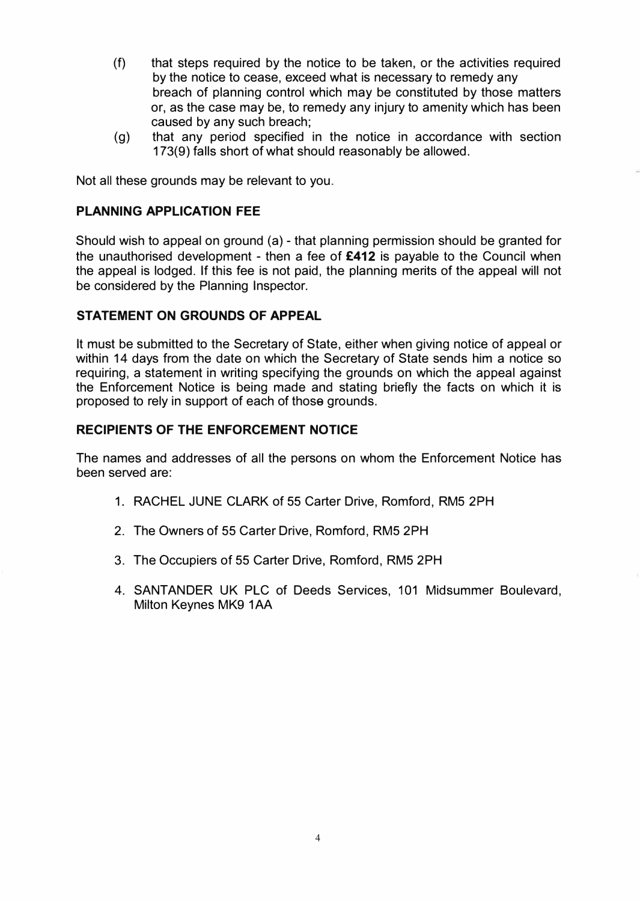(f) that steps required by the notice to be taken, or the activities required by the notice to cease, exceed what is necessary to remedy any breach of planning control which may be constituted by those matters or, as the case may be, to remedy any injury to amenity which has been caused by any such breach;

(g) that any period specified in the notice in accordance with section 173(9) falls short of what should reasonably be allowed.

Not all these grounds may be relevant to you.

## PLANNING APPLICATION FEE

Should wish to appeal on ground (a) - that planning permission should be granted for the unauthorised development - then a fee of **£412** is payable to the Council when the appeal is lodged. If this fee is not paid, the planning merits of the appeal will not be considered by the Planning Inspector.

## STATEMENT ON GROUNDS OF APPEAL

It must be submitted to the Secretary of State, either when giving notice of appeal or within 14 days from the date on which the Secretary of State sends him a notice so requiring, a statement in writing specifying the grounds on which the appeal against the Enforcement Notice is being made and stating briefly the facts on which it is proposed to rely in support of each of those grounds.

## RECIPIENTS OF THE ENFORCEMENT NOTICE

The names and addresses of all the persons on whom the Enforcement Notice has been served are:

1. RACHEL JUNE CLARK of 55 Carter Drive, Romford, RM5 2PH
2. The Owners of 55 Carter Drive, Romford, RM5 2PH
3. The Occupiers of 55 Carter Drive, Romford, RM5 2PH
4. SANTANDER UK PLC of Deeds Services, 101 Midsummer Boulevard, Milton Keynes MK9 1AA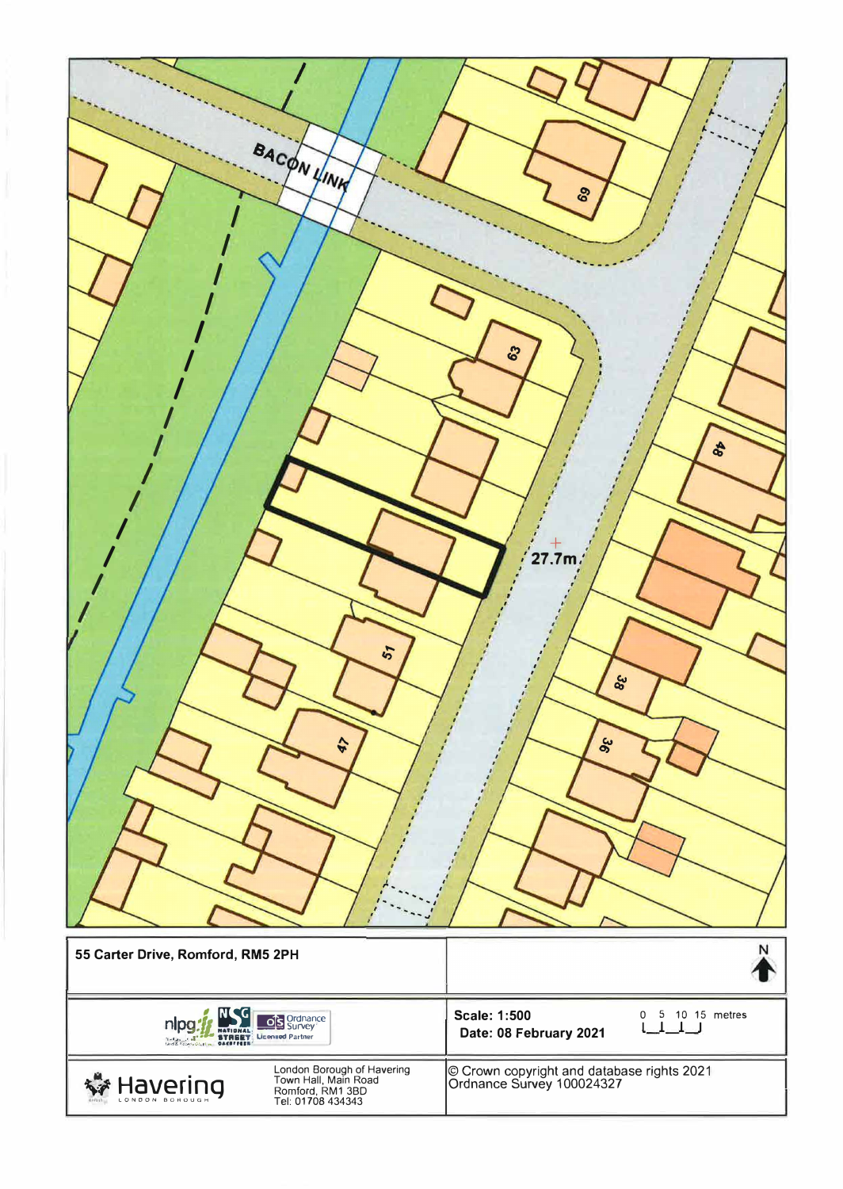BACON LINK

69

63

48

27.7m

51

38

47

36

55 Carter Drive, Romford, RM5 2PH

N

nlpg NSG NATIONAL STREET GAZETTEER Ordnance Survey Licensed Partner

Scale: 1:500

Date: 08 February 2021

0 5 10 15 metres

Havering LONDON BOROUGH

London Borough of Havering
Town Hall, Main Road
Romford, RM1 3BD
Tel: 01708 434343

© Crown copyright and database rights 2021
Ordnance Survey 100024327